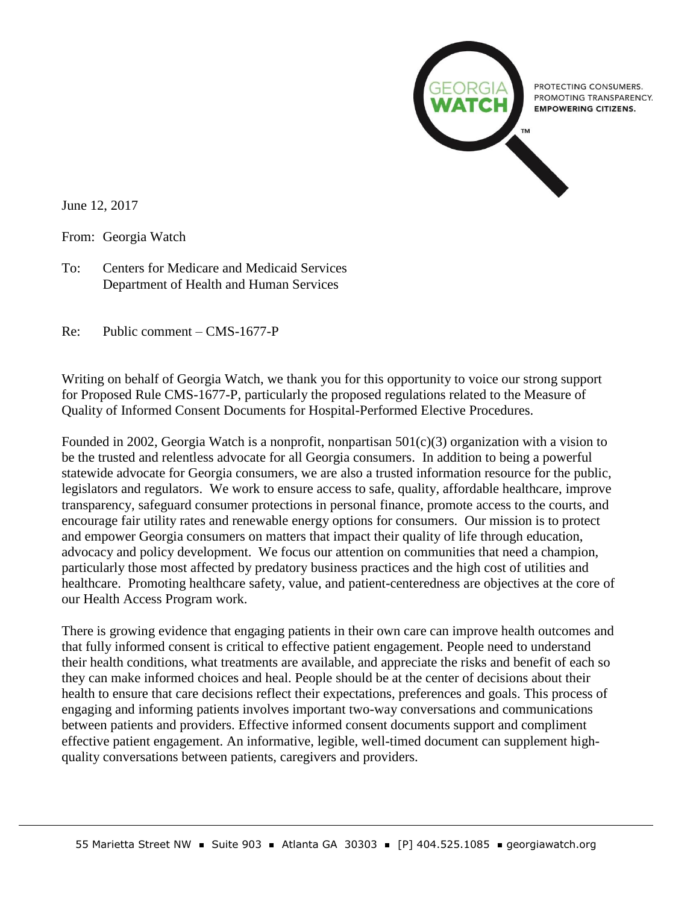GEORGIA WATCH™

PROTECTING CONSUMERS.
PROMOTING TRANSPARENCY.
**EMPOWERING CITIZENS.**

June 12, 2017

From: Georgia Watch

To: Centers for Medicare and Medicaid Services
Department of Health and Human Services

Re: Public comment – CMS-1677-P

Writing on behalf of Georgia Watch, we thank you for this opportunity to voice our strong support for Proposed Rule CMS-1677-P, particularly the proposed regulations related to the Measure of Quality of Informed Consent Documents for Hospital-Performed Elective Procedures.

Founded in 2002, Georgia Watch is a nonprofit, nonpartisan 501(c)(3) organization with a vision to be the trusted and relentless advocate for all Georgia consumers. In addition to being a powerful statewide advocate for Georgia consumers, we are also a trusted information resource for the public, legislators and regulators. We work to ensure access to safe, quality, affordable healthcare, improve transparency, safeguard consumer protections in personal finance, promote access to the courts, and encourage fair utility rates and renewable energy options for consumers. Our mission is to protect and empower Georgia consumers on matters that impact their quality of life through education, advocacy and policy development. We focus our attention on communities that need a champion, particularly those most affected by predatory business practices and the high cost of utilities and healthcare. Promoting healthcare safety, value, and patient-centeredness are objectives at the core of our Health Access Program work.

There is growing evidence that engaging patients in their own care can improve health outcomes and that fully informed consent is critical to effective patient engagement. People need to understand their health conditions, what treatments are available, and appreciate the risks and benefit of each so they can make informed choices and heal. People should be at the center of decisions about their health to ensure that care decisions reflect their expectations, preferences and goals. This process of engaging and informing patients involves important two-way conversations and communications between patients and providers. Effective informed consent documents support and compliment effective patient engagement. An informative, legible, well-timed document can supplement high-quality conversations between patients, caregivers and providers.

55 Marietta Street NW ■ Suite 903 ■ Atlanta GA 30303 ■ [P] 404.525.1085 ■ georgiawatch.org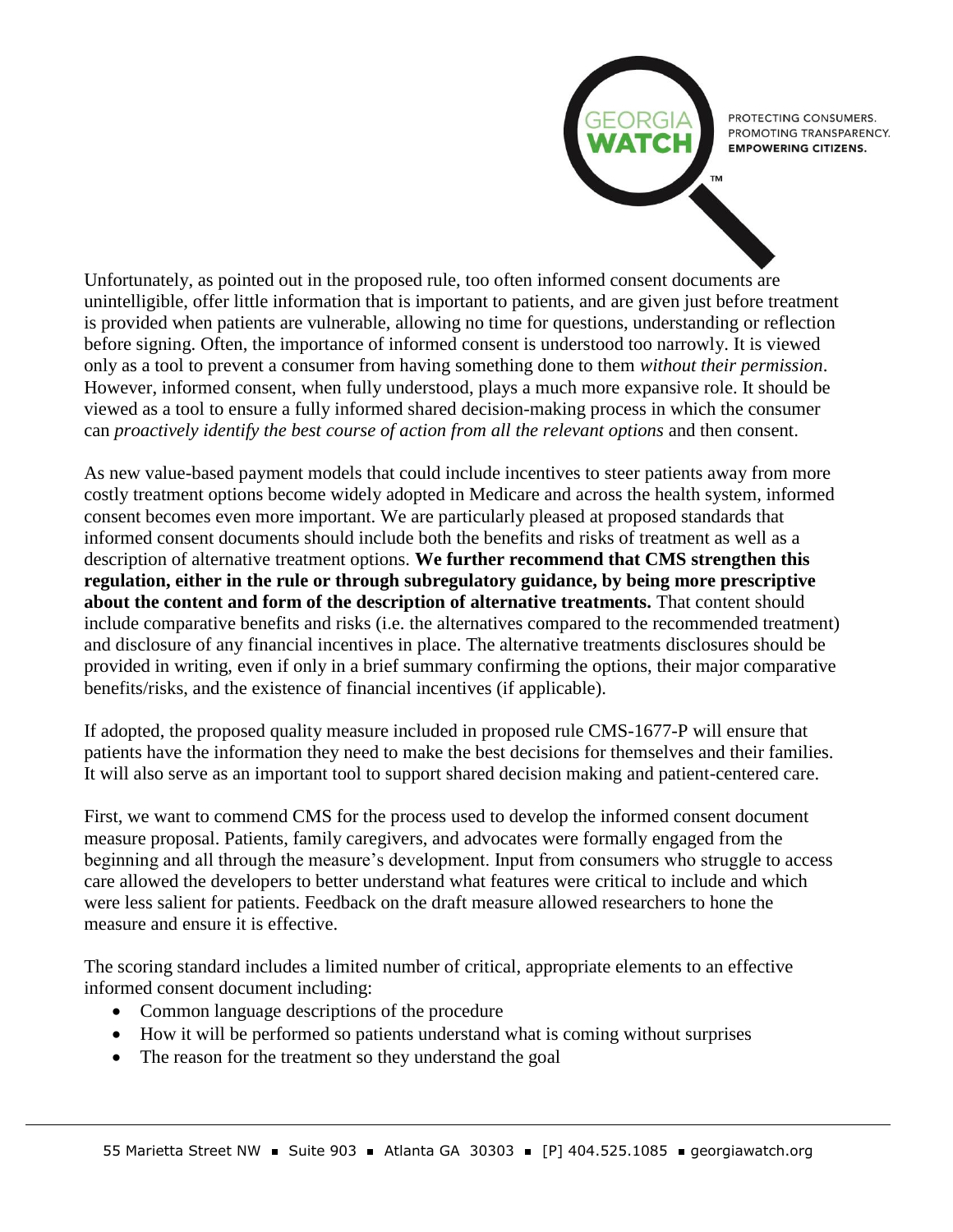Unfortunately, as pointed out in the proposed rule, too often informed consent documents are unintelligible, offer little information that is important to patients, and are given just before treatment is provided when patients are vulnerable, allowing no time for questions, understanding or reflection before signing. Often, the importance of informed consent is understood too narrowly. It is viewed only as a tool to prevent a consumer from having something done to them *without their permission*. However, informed consent, when fully understood, plays a much more expansive role. It should be viewed as a tool to ensure a fully informed shared decision-making process in which the consumer can *proactively identify the best course of action from all the relevant options* and then consent.

As new value-based payment models that could include incentives to steer patients away from more costly treatment options become widely adopted in Medicare and across the health system, informed consent becomes even more important. We are particularly pleased at proposed standards that informed consent documents should include both the benefits and risks of treatment as well as a description of alternative treatment options. **We further recommend that CMS strengthen this regulation, either in the rule or through subregulatory guidance, by being more prescriptive about the content and form of the description of alternative treatments.** That content should include comparative benefits and risks (i.e. the alternatives compared to the recommended treatment) and disclosure of any financial incentives in place. The alternative treatments disclosures should be provided in writing, even if only in a brief summary confirming the options, their major comparative benefits/risks, and the existence of financial incentives (if applicable).

If adopted, the proposed quality measure included in proposed rule CMS-1677-P will ensure that patients have the information they need to make the best decisions for themselves and their families. It will also serve as an important tool to support shared decision making and patient-centered care.

First, we want to commend CMS for the process used to develop the informed consent document measure proposal. Patients, family caregivers, and advocates were formally engaged from the beginning and all through the measure's development. Input from consumers who struggle to access care allowed the developers to better understand what features were critical to include and which were less salient for patients. Feedback on the draft measure allowed researchers to hone the measure and ensure it is effective.

The scoring standard includes a limited number of critical, appropriate elements to an effective informed consent document including:

- Common language descriptions of the procedure
- How it will be performed so patients understand what is coming without surprises
- The reason for the treatment so they understand the goal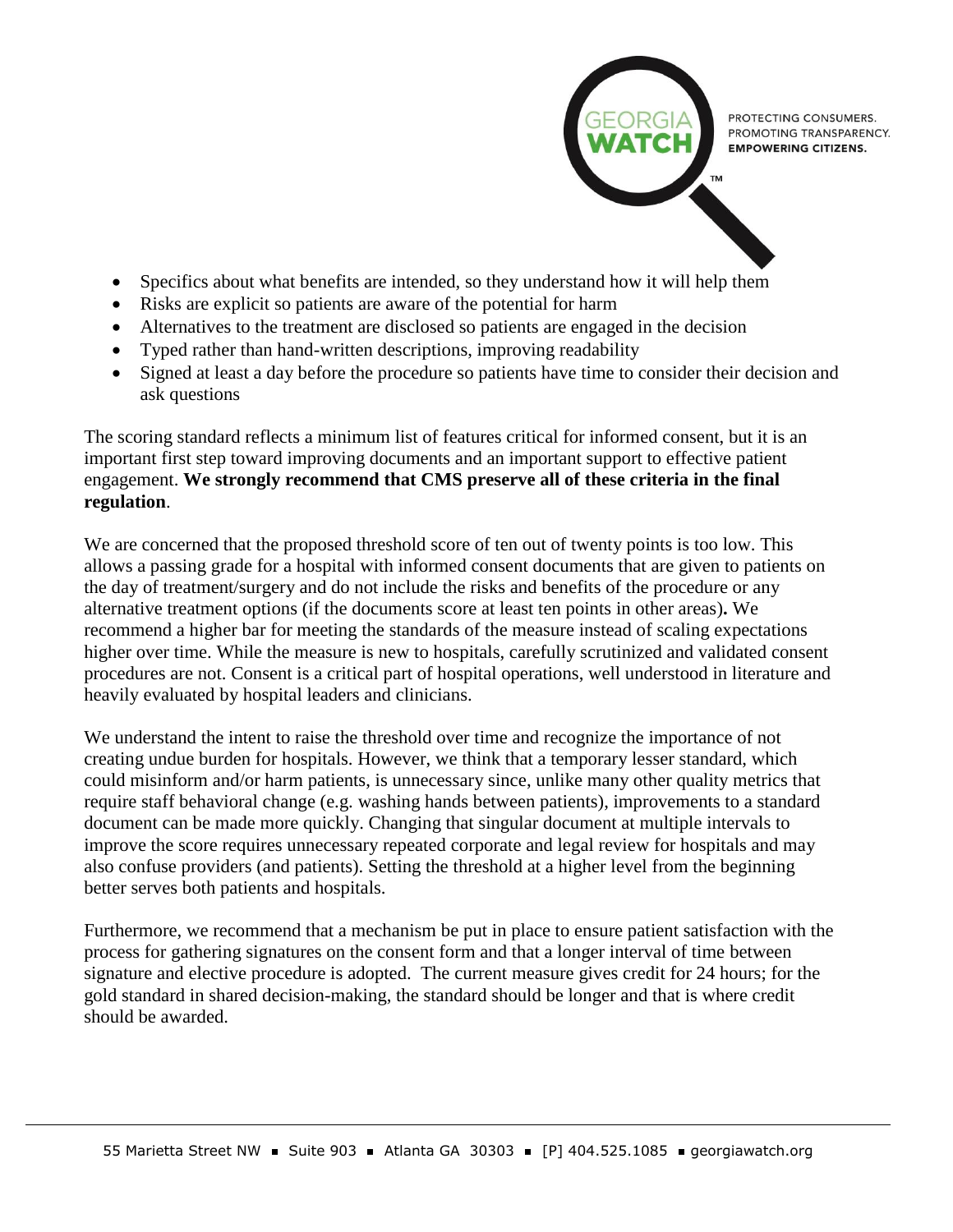- Specifics about what benefits are intended, so they understand how it will help them
- Risks are explicit so patients are aware of the potential for harm
- Alternatives to the treatment are disclosed so patients are engaged in the decision
- Typed rather than hand-written descriptions, improving readability
- Signed at least a day before the procedure so patients have time to consider their decision and ask questions

The scoring standard reflects a minimum list of features critical for informed consent, but it is an important first step toward improving documents and an important support to effective patient engagement. **We strongly recommend that CMS preserve all of these criteria in the final regulation**.

We are concerned that the proposed threshold score of ten out of twenty points is too low. This allows a passing grade for a hospital with informed consent documents that are given to patients on the day of treatment/surgery and do not include the risks and benefits of the procedure or any alternative treatment options (if the documents score at least ten points in other areas)**.** We recommend a higher bar for meeting the standards of the measure instead of scaling expectations higher over time. While the measure is new to hospitals, carefully scrutinized and validated consent procedures are not. Consent is a critical part of hospital operations, well understood in literature and heavily evaluated by hospital leaders and clinicians.

We understand the intent to raise the threshold over time and recognize the importance of not creating undue burden for hospitals. However, we think that a temporary lesser standard, which could misinform and/or harm patients, is unnecessary since, unlike many other quality metrics that require staff behavioral change (e.g. washing hands between patients), improvements to a standard document can be made more quickly. Changing that singular document at multiple intervals to improve the score requires unnecessary repeated corporate and legal review for hospitals and may also confuse providers (and patients). Setting the threshold at a higher level from the beginning better serves both patients and hospitals.

Furthermore, we recommend that a mechanism be put in place to ensure patient satisfaction with the process for gathering signatures on the consent form and that a longer interval of time between signature and elective procedure is adopted. The current measure gives credit for 24 hours; for the gold standard in shared decision-making, the standard should be longer and that is where credit should be awarded.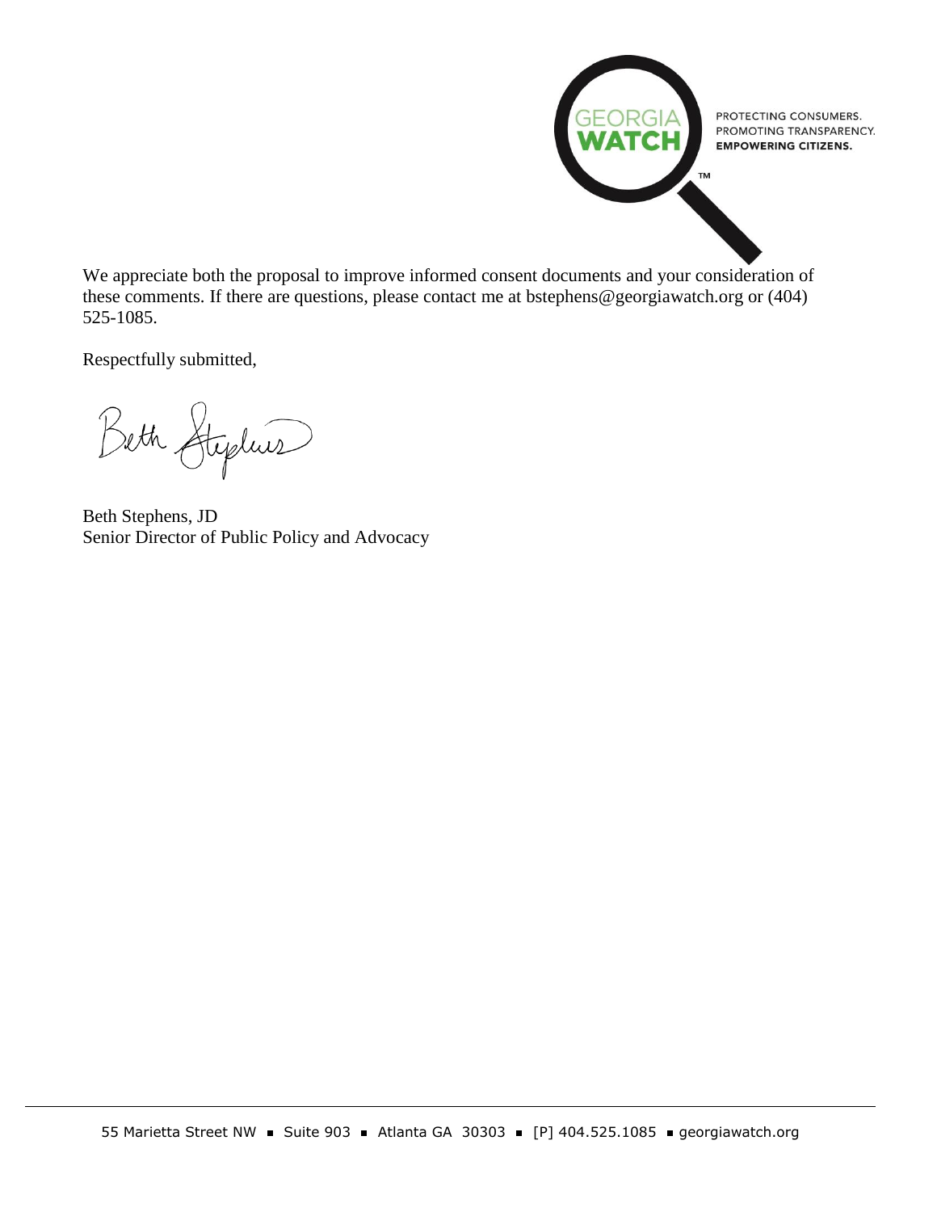We appreciate both the proposal to improve informed consent documents and your consideration of these comments. If there are questions, please contact me at bstephens@georgiawatch.org or (404) 525-1085.

Respectfully submitted,

Beth Stephens

Beth Stephens, JD
Senior Director of Public Policy and Advocacy